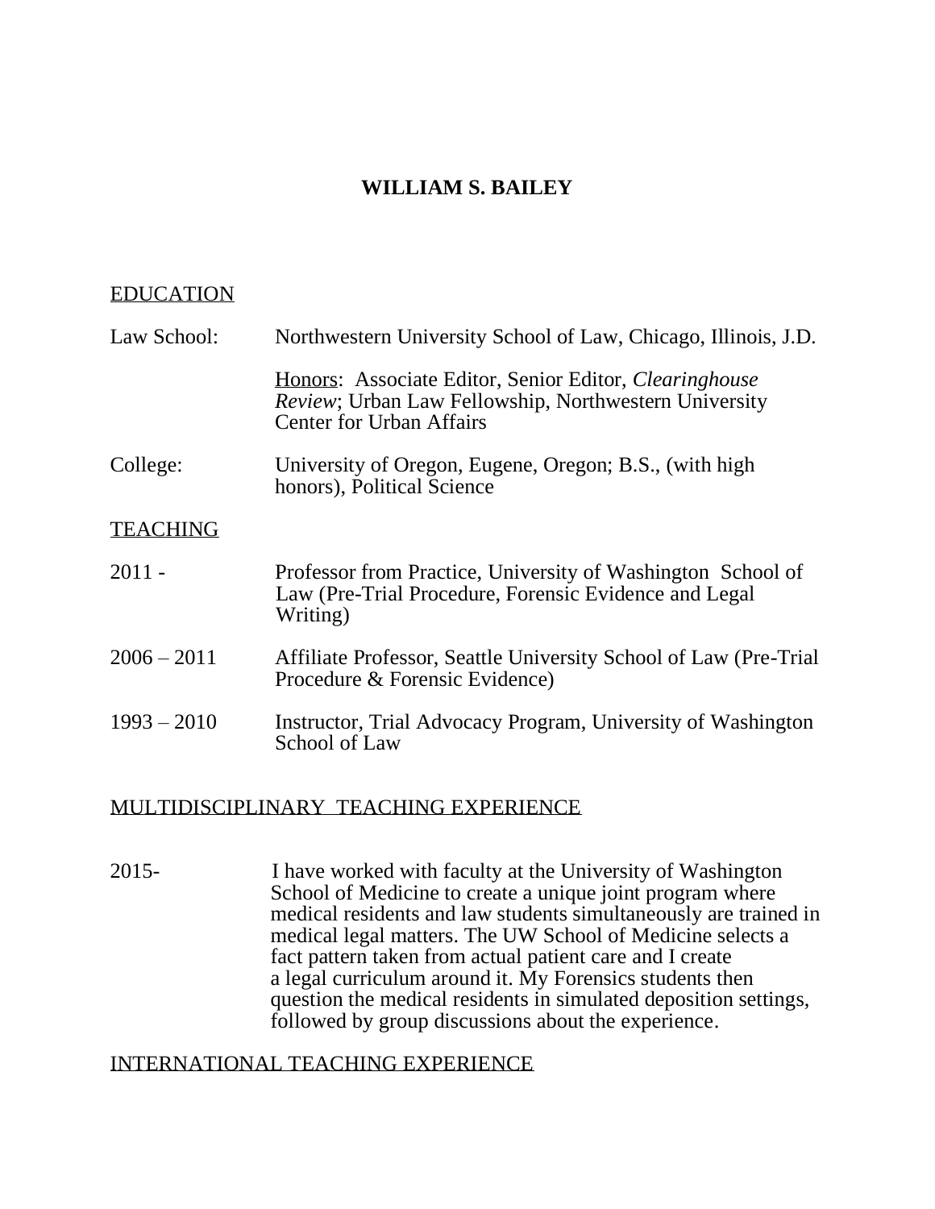# WILLIAM S. BAILEY

## EDUCATION

Law School: Northwestern University School of Law, Chicago, Illinois, J.D.

Honors: Associate Editor, Senior Editor, *Clearinghouse Review*; Urban Law Fellowship, Northwestern University Center for Urban Affairs

College: University of Oregon, Eugene, Oregon; B.S., (with high honors), Political Science

## TEACHING

2011 - Professor from Practice, University of Washington School of Law (Pre-Trial Procedure, Forensic Evidence and Legal Writing)

2006 – 2011 Affiliate Professor, Seattle University School of Law (Pre-Trial Procedure & Forensic Evidence)

1993 – 2010 Instructor, Trial Advocacy Program, University of Washington School of Law

## MULTIDISCIPLINARY TEACHING EXPERIENCE

2015- I have worked with faculty at the University of Washington School of Medicine to create a unique joint program where medical residents and law students simultaneously are trained in medical legal matters. The UW School of Medicine selects a fact pattern taken from actual patient care and I create a legal curriculum around it. My Forensics students then question the medical residents in simulated deposition settings, followed by group discussions about the experience.

## INTERNATIONAL TEACHING EXPERIENCE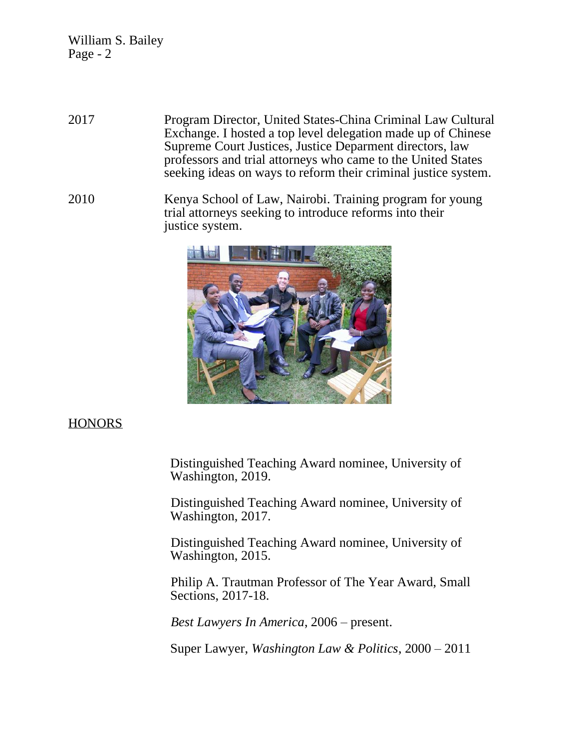2017 — Program Director, United States-China Criminal Law Cultural Exchange. I hosted a top level delegation made up of Chinese Supreme Court Justices, Justice Deparment directors, law professors and trial attorneys who came to the United States seeking ideas on ways to reform their criminal justice system.

2010 — Kenya School of Law, Nairobi. Training program for young trial attorneys seeking to introduce reforms into their justice system.

## HONORS

Distinguished Teaching Award nominee, University of Washington, 2019.

Distinguished Teaching Award nominee, University of Washington, 2017.

Distinguished Teaching Award nominee, University of Washington, 2015.

Philip A. Trautman Professor of The Year Award, Small Sections, 2017-18.

*Best Lawyers In America*, 2006 – present.

Super Lawyer, *Washington Law & Politics*, 2000 – 2011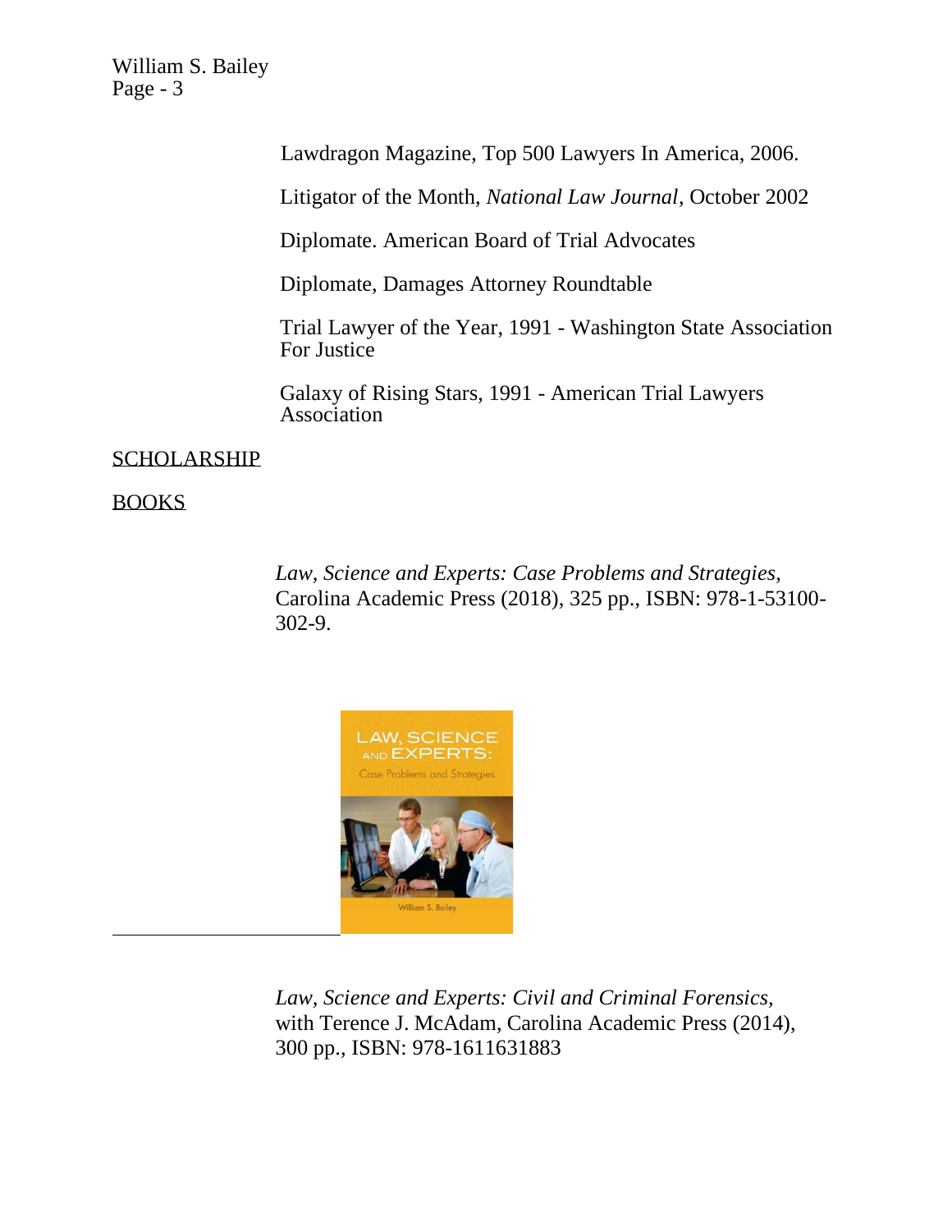Lawdragon Magazine, Top 500 Lawyers In America, 2006.

Litigator of the Month, *National Law Journal*, October 2002

Diplomate. American Board of Trial Advocates

Diplomate, Damages Attorney Roundtable

Trial Lawyer of the Year, 1991 - Washington State Association For Justice

Galaxy of Rising Stars, 1991 - American Trial Lawyers Association

## SCHOLARSHIP

### BOOKS

*Law, Science and Experts: Case Problems and Strategies,* Carolina Academic Press (2018), 325 pp., ISBN: 978-1-53100-302-9.

*Law, Science and Experts: Civil and Criminal Forensics,* with Terence J. McAdam, Carolina Academic Press (2014), 300 pp., ISBN: 978-1611631883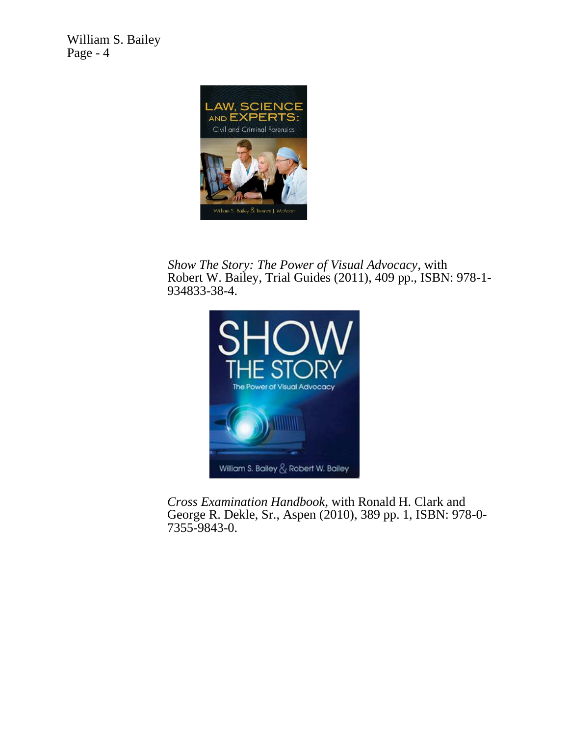*Show The Story: The Power of Visual Advocacy*, with Robert W. Bailey, Trial Guides (2011), 409 pp., ISBN: 978-1-934833-38-4.

*Cross Examination Handbook*, with Ronald H. Clark and George R. Dekle, Sr., Aspen (2010), 389 pp. 1, ISBN: 978-0-7355-9843-0.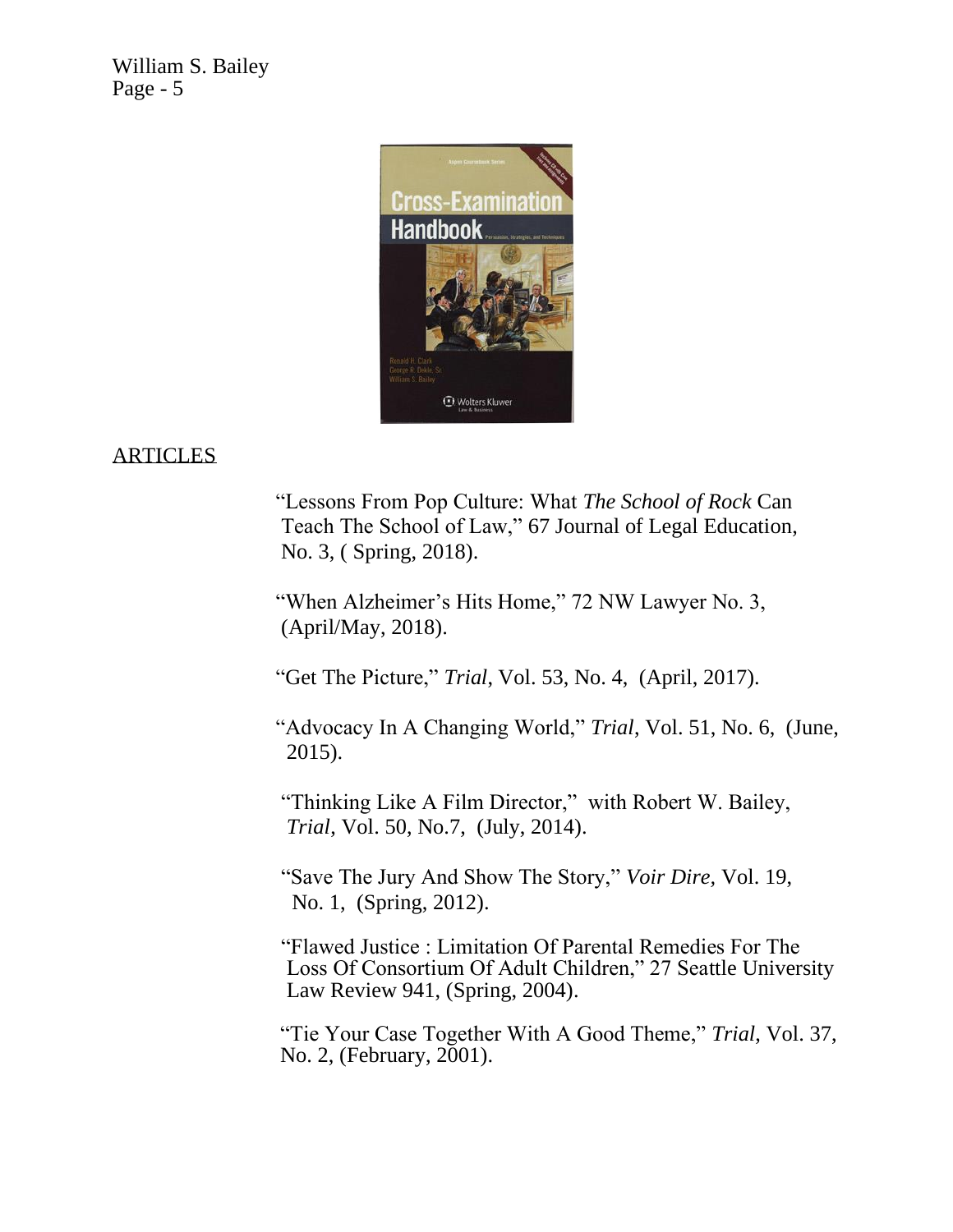## ARTICLES

"Lessons From Pop Culture: What *The School of Rock* Can Teach The School of Law," 67 Journal of Legal Education, No. 3, ( Spring, 2018).

"When Alzheimer's Hits Home," 72 NW Lawyer No. 3, (April/May, 2018).

"Get The Picture," *Trial*, Vol. 53, No. 4, (April, 2017).

"Advocacy In A Changing World," *Trial*, Vol. 51, No. 6, (June, 2015).

"Thinking Like A Film Director," with Robert W. Bailey, *Trial*, Vol. 50, No.7, (July, 2014).

"Save The Jury And Show The Story," *Voir Dire*, Vol. 19, No. 1, (Spring, 2012).

"Flawed Justice : Limitation Of Parental Remedies For The Loss Of Consortium Of Adult Children," 27 Seattle University Law Review 941, (Spring, 2004).

"Tie Your Case Together With A Good Theme," *Trial*, Vol. 37, No. 2, (February, 2001).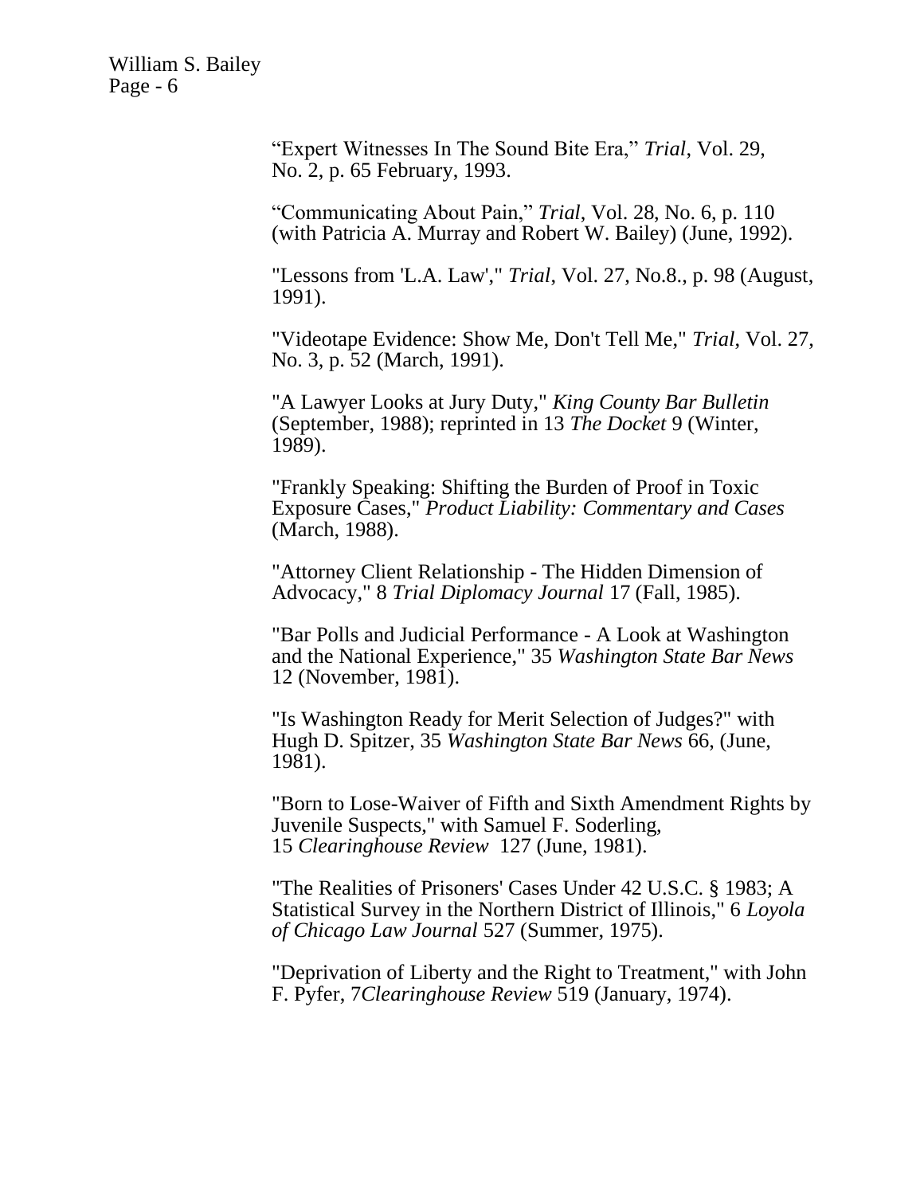"Expert Witnesses In The Sound Bite Era," *Trial*, Vol. 29, No. 2, p. 65 February, 1993.

"Communicating About Pain," *Trial*, Vol. 28, No. 6, p. 110 (with Patricia A. Murray and Robert W. Bailey) (June, 1992).

"Lessons from 'L.A. Law'," *Trial*, Vol. 27, No.8., p. 98 (August, 1991).

"Videotape Evidence: Show Me, Don't Tell Me," *Trial*, Vol. 27, No. 3, p. 52 (March, 1991).

"A Lawyer Looks at Jury Duty," *King County Bar Bulletin* (September, 1988); reprinted in 13 *The Docket* 9 (Winter, 1989).

"Frankly Speaking: Shifting the Burden of Proof in Toxic Exposure Cases," *Product Liability: Commentary and Cases* (March, 1988).

"Attorney Client Relationship - The Hidden Dimension of Advocacy," 8 *Trial Diplomacy Journal* 17 (Fall, 1985).

"Bar Polls and Judicial Performance - A Look at Washington and the National Experience," 35 *Washington State Bar News* 12 (November, 1981).

"Is Washington Ready for Merit Selection of Judges?" with Hugh D. Spitzer, 35 *Washington State Bar News* 66, (June, 1981).

"Born to Lose-Waiver of Fifth and Sixth Amendment Rights by Juvenile Suspects," with Samuel F. Soderling, 15 *Clearinghouse Review* 127 (June, 1981).

"The Realities of Prisoners' Cases Under 42 U.S.C. § 1983; A Statistical Survey in the Northern District of Illinois," 6 *Loyola of Chicago Law Journal* 527 (Summer, 1975).

"Deprivation of Liberty and the Right to Treatment," with John F. Pyfer, 7*Clearinghouse Review* 519 (January, 1974).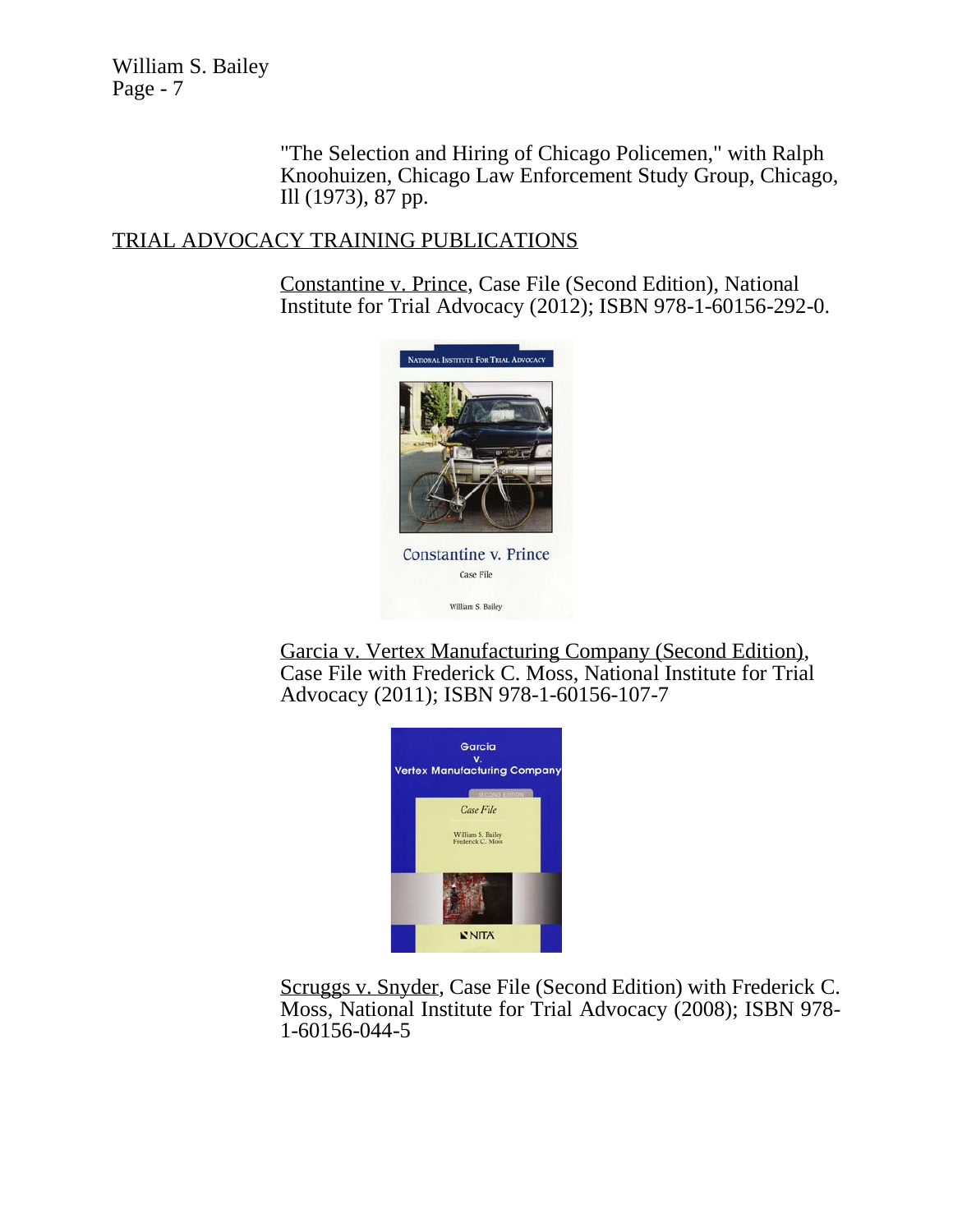"The Selection and Hiring of Chicago Policemen," with Ralph Knoohuizen, Chicago Law Enforcement Study Group, Chicago, Ill (1973), 87 pp.

## TRIAL ADVOCACY TRAINING PUBLICATIONS

Constantine v. Prince, Case File (Second Edition), National Institute for Trial Advocacy (2012); ISBN 978-1-60156-292-0.

Garcia v. Vertex Manufacturing Company (Second Edition), Case File with Frederick C. Moss, National Institute for Trial Advocacy (2011); ISBN 978-1-60156-107-7

Scruggs v. Snyder, Case File (Second Edition) with Frederick C. Moss, National Institute for Trial Advocacy (2008); ISBN 978-1-60156-044-5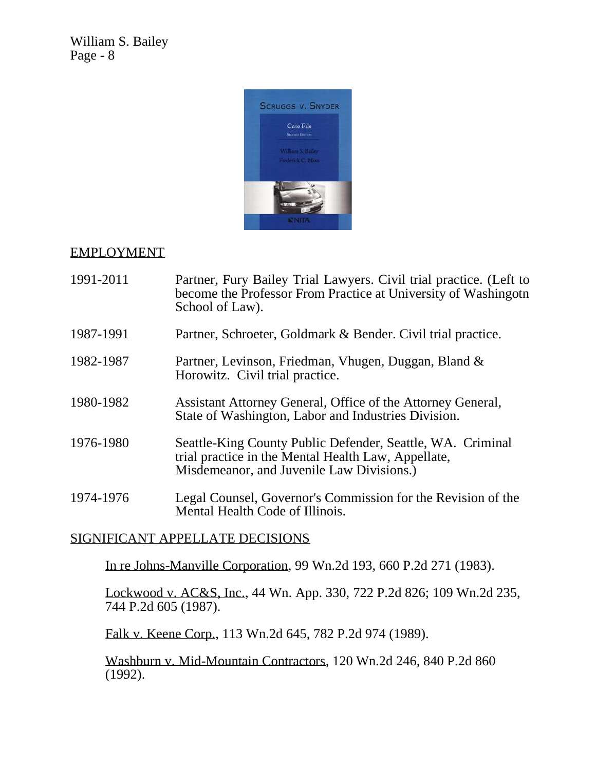## EMPLOYMENT

| | |
|---|---|
| 1991-2011 | Partner, Fury Bailey Trial Lawyers. Civil trial practice. (Left to become the Professor From Practice at University of Washingotn School of Law). |
| 1987-1991 | Partner, Schroeter, Goldmark & Bender. Civil trial practice. |
| 1982-1987 | Partner, Levinson, Friedman, Vhugen, Duggan, Bland & Horowitz. Civil trial practice. |
| 1980-1982 | Assistant Attorney General, Office of the Attorney General, State of Washington, Labor and Industries Division. |
| 1976-1980 | Seattle-King County Public Defender, Seattle, WA. Criminal trial practice in the Mental Health Law, Appellate, Misdemeanor, and Juvenile Law Divisions.) |
| 1974-1976 | Legal Counsel, Governor's Commission for the Revision of the Mental Health Code of Illinois. |

## SIGNIFICANT APPELLATE DECISIONS

In re Johns-Manville Corporation, 99 Wn.2d 193, 660 P.2d 271 (1983).

Lockwood v. AC&S, Inc., 44 Wn. App. 330, 722 P.2d 826; 109 Wn.2d 235, 744 P.2d 605 (1987).

Falk v. Keene Corp., 113 Wn.2d 645, 782 P.2d 974 (1989).

Washburn v. Mid-Mountain Contractors, 120 Wn.2d 246, 840 P.2d 860 (1992).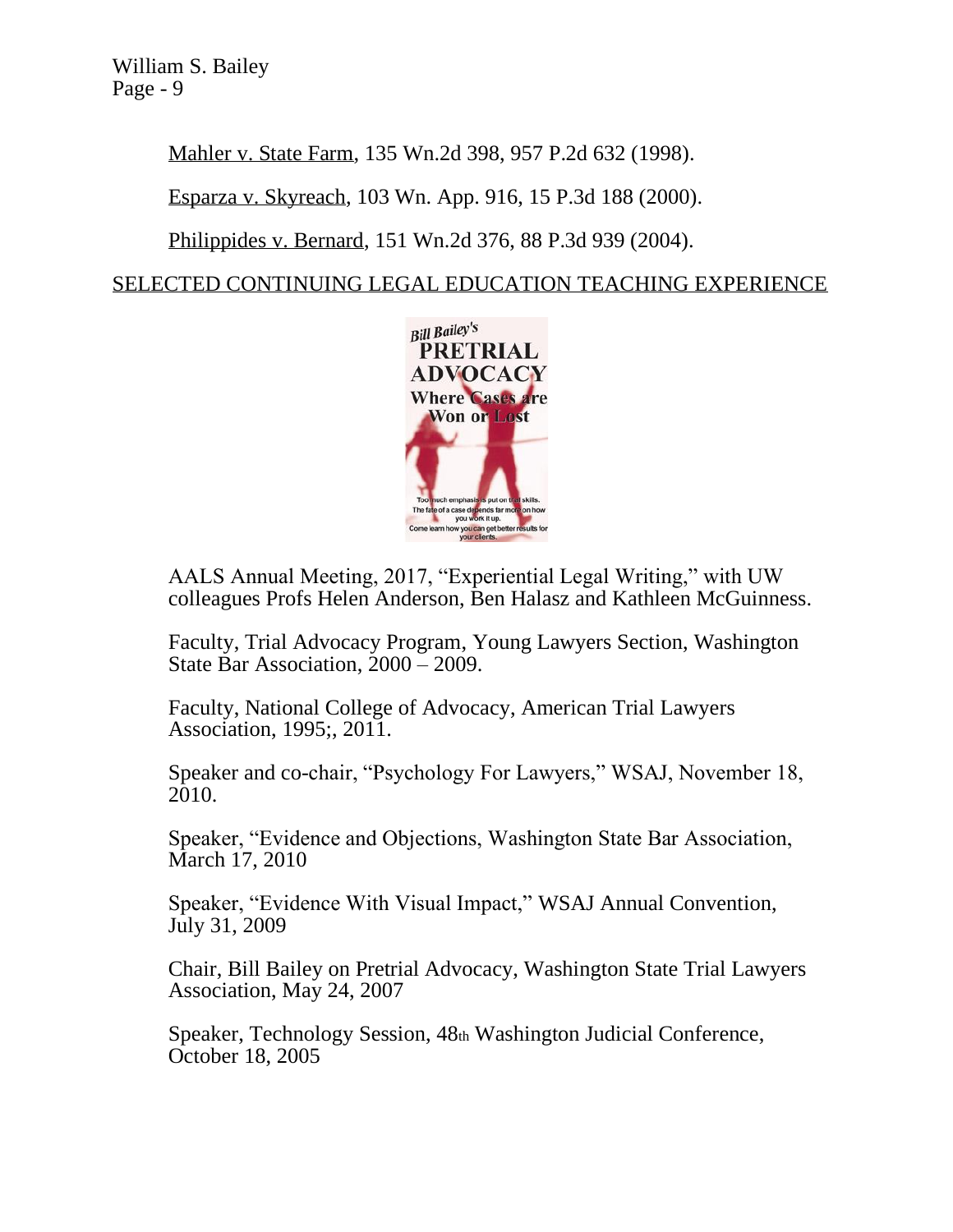Mahler v. State Farm, 135 Wn.2d 398, 957 P.2d 632 (1998).

Esparza v. Skyreach, 103 Wn. App. 916, 15 P.3d 188 (2000).

Philippides v. Bernard, 151 Wn.2d 376, 88 P.3d 939 (2004).

SELECTED CONTINUING LEGAL EDUCATION TEACHING EXPERIENCE

AALS Annual Meeting, 2017, "Experiential Legal Writing," with UW colleagues Profs Helen Anderson, Ben Halasz and Kathleen McGuinness.

Faculty, Trial Advocacy Program, Young Lawyers Section, Washington State Bar Association, 2000 – 2009.

Faculty, National College of Advocacy, American Trial Lawyers Association, 1995;, 2011.

Speaker and co-chair, "Psychology For Lawyers," WSAJ, November 18, 2010.

Speaker, "Evidence and Objections, Washington State Bar Association, March 17, 2010

Speaker, "Evidence With Visual Impact," WSAJ Annual Convention, July 31, 2009

Chair, Bill Bailey on Pretrial Advocacy, Washington State Trial Lawyers Association, May 24, 2007

Speaker, Technology Session, 48th Washington Judicial Conference, October 18, 2005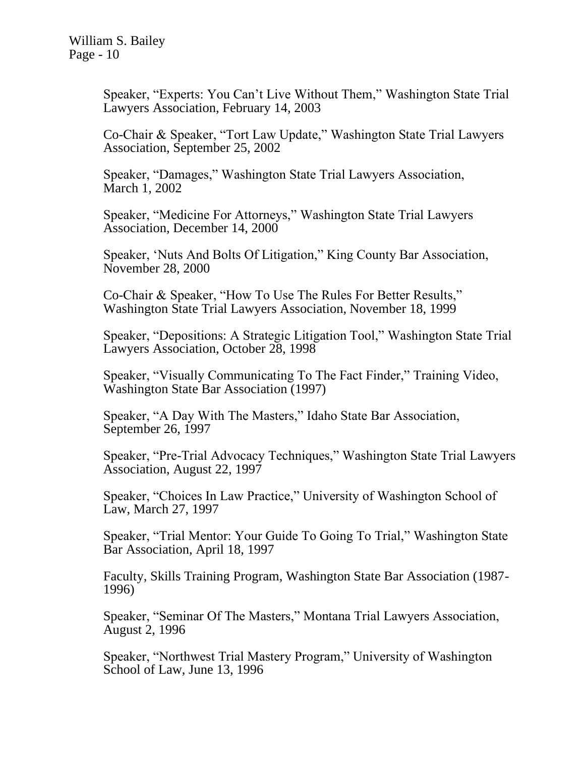Speaker, "Experts: You Can't Live Without Them," Washington State Trial Lawyers Association, February 14, 2003

Co-Chair & Speaker, "Tort Law Update," Washington State Trial Lawyers Association, September 25, 2002

Speaker, "Damages," Washington State Trial Lawyers Association, March 1, 2002

Speaker, "Medicine For Attorneys," Washington State Trial Lawyers Association, December 14, 2000

Speaker, 'Nuts And Bolts Of Litigation," King County Bar Association, November 28, 2000

Co-Chair & Speaker, "How To Use The Rules For Better Results," Washington State Trial Lawyers Association, November 18, 1999

Speaker, "Depositions: A Strategic Litigation Tool," Washington State Trial Lawyers Association, October 28, 1998

Speaker, "Visually Communicating To The Fact Finder," Training Video, Washington State Bar Association (1997)

Speaker, "A Day With The Masters," Idaho State Bar Association, September 26, 1997

Speaker, "Pre-Trial Advocacy Techniques," Washington State Trial Lawyers Association, August 22, 1997

Speaker, "Choices In Law Practice," University of Washington School of Law, March 27, 1997

Speaker, "Trial Mentor: Your Guide To Going To Trial," Washington State Bar Association, April 18, 1997

Faculty, Skills Training Program, Washington State Bar Association (1987-1996)

Speaker, "Seminar Of The Masters," Montana Trial Lawyers Association, August 2, 1996

Speaker, "Northwest Trial Mastery Program," University of Washington School of Law, June 13, 1996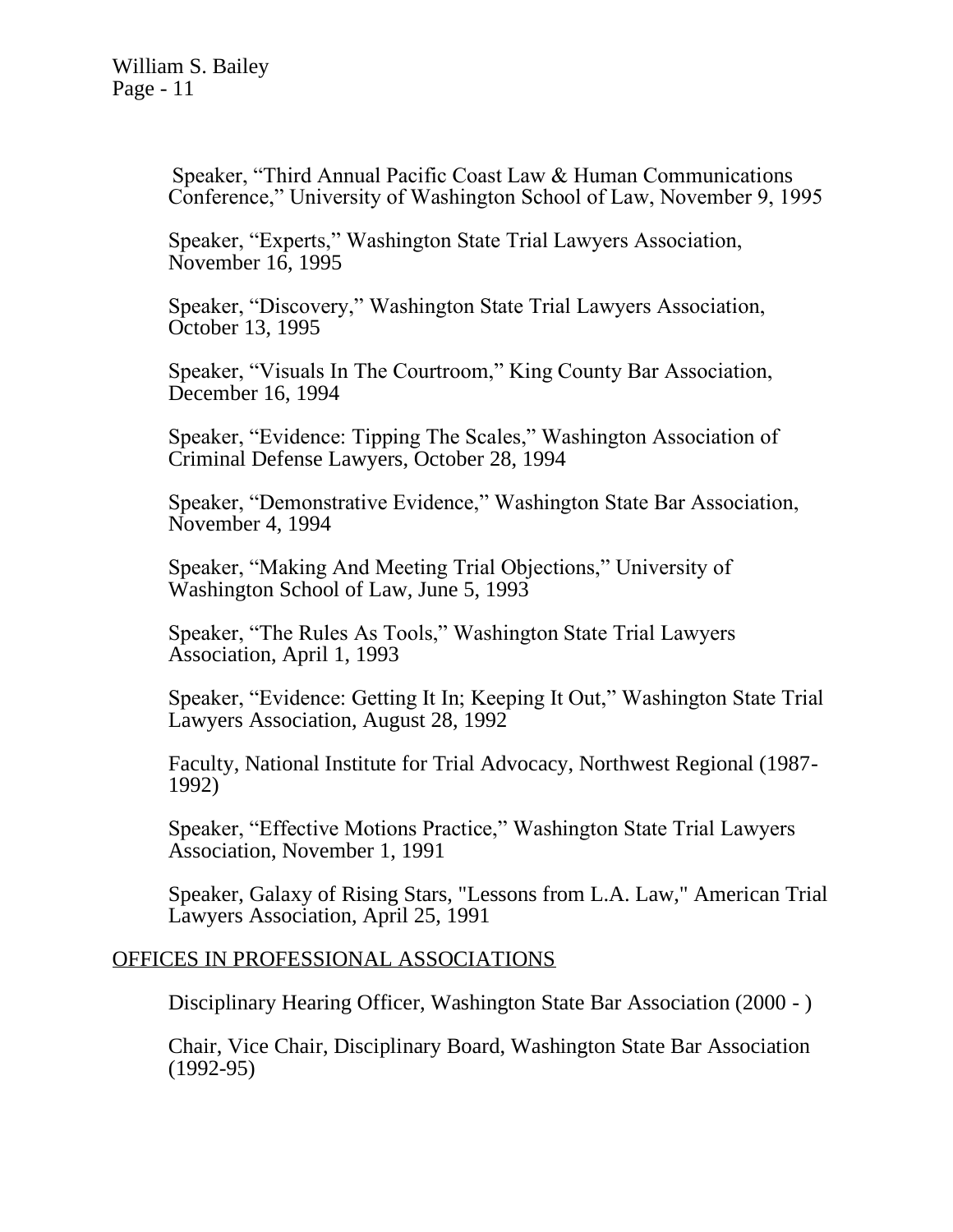Speaker, "Third Annual Pacific Coast Law & Human Communications Conference," University of Washington School of Law, November 9, 1995

Speaker, "Experts," Washington State Trial Lawyers Association, November 16, 1995

Speaker, "Discovery," Washington State Trial Lawyers Association, October 13, 1995

Speaker, "Visuals In The Courtroom," King County Bar Association, December 16, 1994

Speaker, "Evidence: Tipping The Scales," Washington Association of Criminal Defense Lawyers, October 28, 1994

Speaker, "Demonstrative Evidence," Washington State Bar Association, November 4, 1994

Speaker, "Making And Meeting Trial Objections," University of Washington School of Law, June 5, 1993

Speaker, "The Rules As Tools," Washington State Trial Lawyers Association, April 1, 1993

Speaker, "Evidence: Getting It In; Keeping It Out," Washington State Trial Lawyers Association, August 28, 1992

Faculty, National Institute for Trial Advocacy, Northwest Regional (1987-1992)

Speaker, "Effective Motions Practice," Washington State Trial Lawyers Association, November 1, 1991

Speaker, Galaxy of Rising Stars, "Lessons from L.A. Law," American Trial Lawyers Association, April 25, 1991

## OFFICES IN PROFESSIONAL ASSOCIATIONS

Disciplinary Hearing Officer, Washington State Bar Association (2000 - )

Chair, Vice Chair, Disciplinary Board, Washington State Bar Association (1992-95)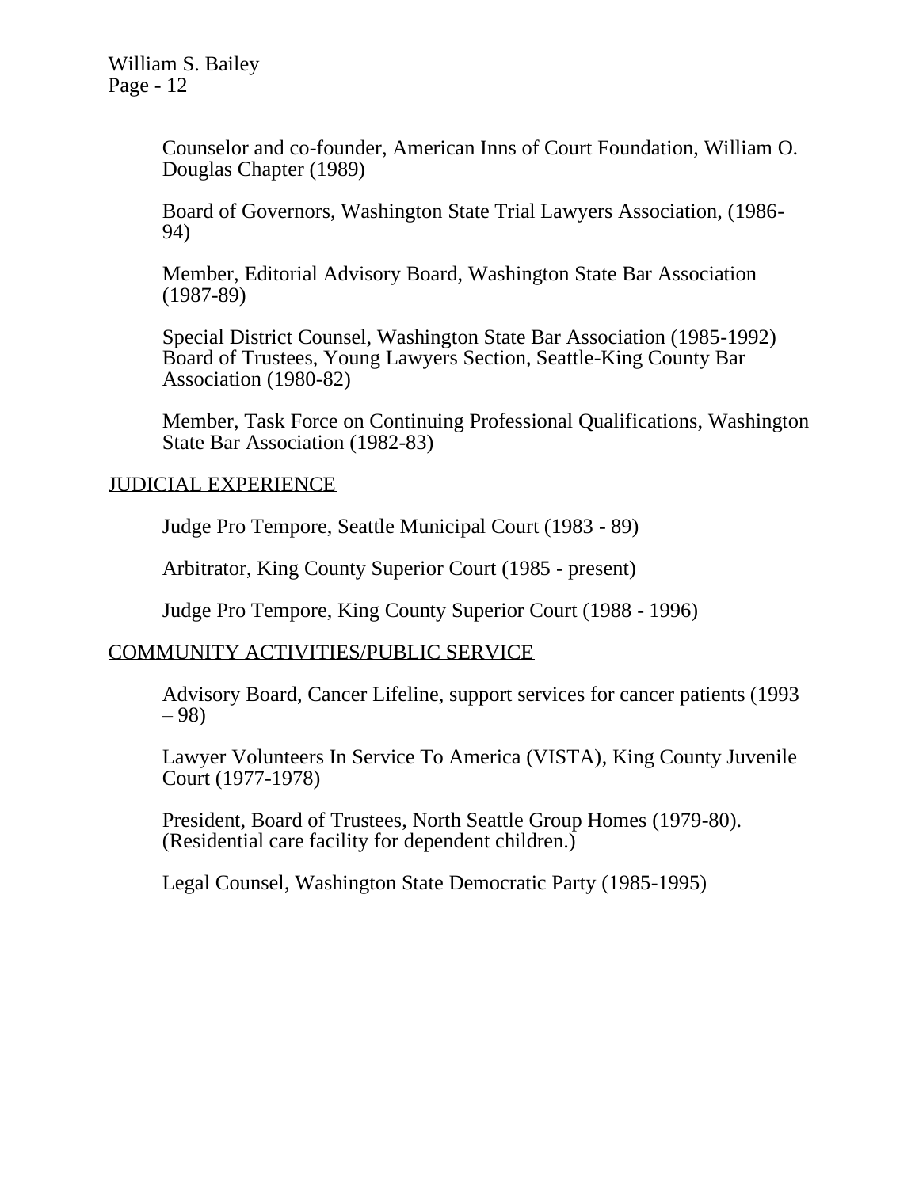Counselor and co-founder, American Inns of Court Foundation, William O. Douglas Chapter (1989)

Board of Governors, Washington State Trial Lawyers Association, (1986-94)

Member, Editorial Advisory Board, Washington State Bar Association (1987-89)

Special District Counsel, Washington State Bar Association (1985-1992)
Board of Trustees, Young Lawyers Section, Seattle-King County Bar Association (1980-82)

Member, Task Force on Continuing Professional Qualifications, Washington State Bar Association (1982-83)

## JUDICIAL EXPERIENCE

Judge Pro Tempore, Seattle Municipal Court (1983 - 89)

Arbitrator, King County Superior Court (1985 - present)

Judge Pro Tempore, King County Superior Court (1988 - 1996)

## COMMUNITY ACTIVITIES/PUBLIC SERVICE

Advisory Board, Cancer Lifeline, support services for cancer patients (1993 – 98)

Lawyer Volunteers In Service To America (VISTA), King County Juvenile Court (1977-1978)

President, Board of Trustees, North Seattle Group Homes (1979-80). (Residential care facility for dependent children.)

Legal Counsel, Washington State Democratic Party (1985-1995)